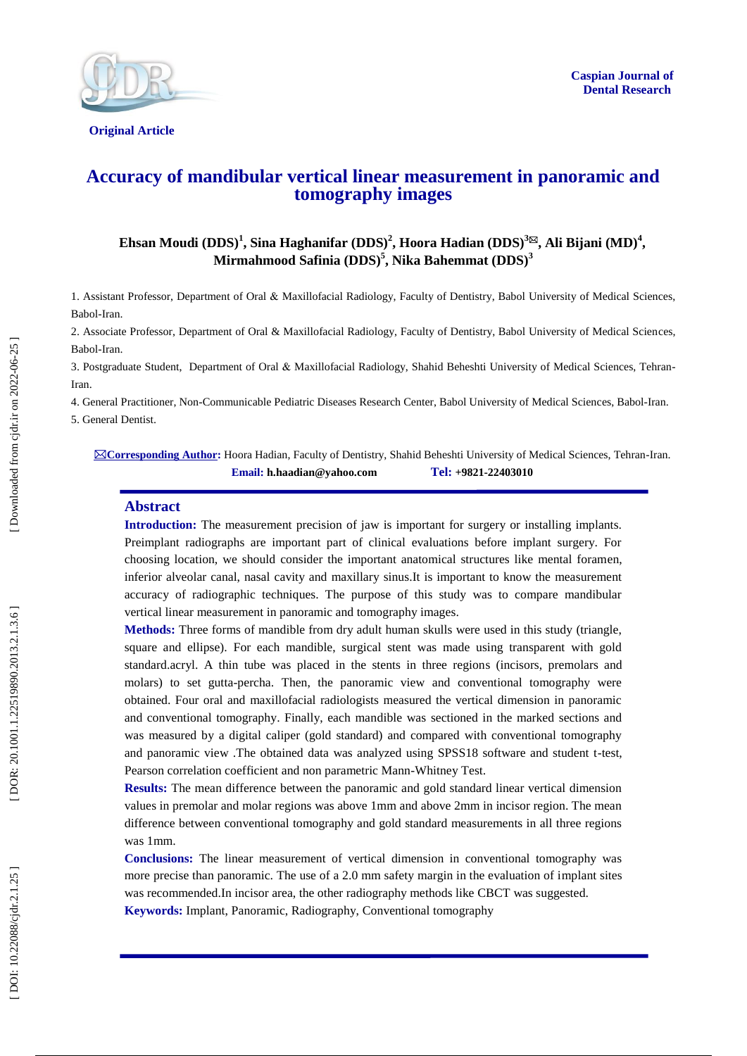Original Article

# Accuracy of mandibular vertical linear measurement in panoramic and tomography images

**Ehsan Moudi (DDS)[1], Sina Haghanifar (DDS)[2], Hoora Hadian (DDS)[3]✉, Ali Bijani (MD)[4], Mirmahmood Safinia (DDS)[5], Nika Bahemmat (DDS)[3]**

1. Assistant Professor, Department of Oral & Maxillofacial Radiology, Faculty of Dentistry, Babol University of Medical Sciences, Babol-Iran.
2. Associate Professor, Department of Oral & Maxillofacial Radiology, Faculty of Dentistry, Babol University of Medical Sciences, Babol-Iran.
3. Postgraduate Student, Department of Oral & Maxillofacial Radiology, Shahid Beheshti University of Medical Sciences, Tehran-Iran.
4. General Practitioner, Non-Communicable Pediatric Diseases Research Center, Babol University of Medical Sciences, Babol-Iran.
5. General Dentist.

✉**Corresponding Author:** Hoora Hadian, Faculty of Dentistry, Shahid Beheshti University of Medical Sciences, Tehran-Iran.
**Email:** h.haadian@yahoo.com **Tel:** +9821-22403010

## Abstract

**Introduction:** The measurement precision of jaw is important for surgery or installing implants. Preimplant radiographs are important part of clinical evaluations before implant surgery. For choosing location, we should consider the important anatomical structures like mental foramen, inferior alveolar canal, nasal cavity and maxillary sinus.It is important to know the measurement accuracy of radiographic techniques. The purpose of this study was to compare mandibular vertical linear measurement in panoramic and tomography images.

**Methods:** Three forms of mandible from dry adult human skulls were used in this study (triangle, square and ellipse). For each mandible, surgical stent was made using transparent with gold standard.acryl. A thin tube was placed in the stents in three regions (incisors, premolars and molars) to set gutta-percha. Then, the panoramic view and conventional tomography were obtained. Four oral and maxillofacial radiologists measured the vertical dimension in panoramic and conventional tomography. Finally, each mandible was sectioned in the marked sections and was measured by a digital caliper (gold standard) and compared with conventional tomography and panoramic view .The obtained data was analyzed using SPSS18 software and student t-test, Pearson correlation coefficient and non parametric Mann-Whitney Test.

**Results:** The mean difference between the panoramic and gold standard linear vertical dimension values in premolar and molar regions was above 1mm and above 2mm in incisor region. The mean difference between conventional tomography and gold standard measurements in all three regions was 1mm.

**Conclusions:** The linear measurement of vertical dimension in conventional tomography was more precise than panoramic. The use of a 2.0 mm safety margin in the evaluation of implant sites was recommended.In incisor area, the other radiography methods like CBCT was suggested.

**Keywords:** Implant, Panoramic, Radiography, Conventional tomography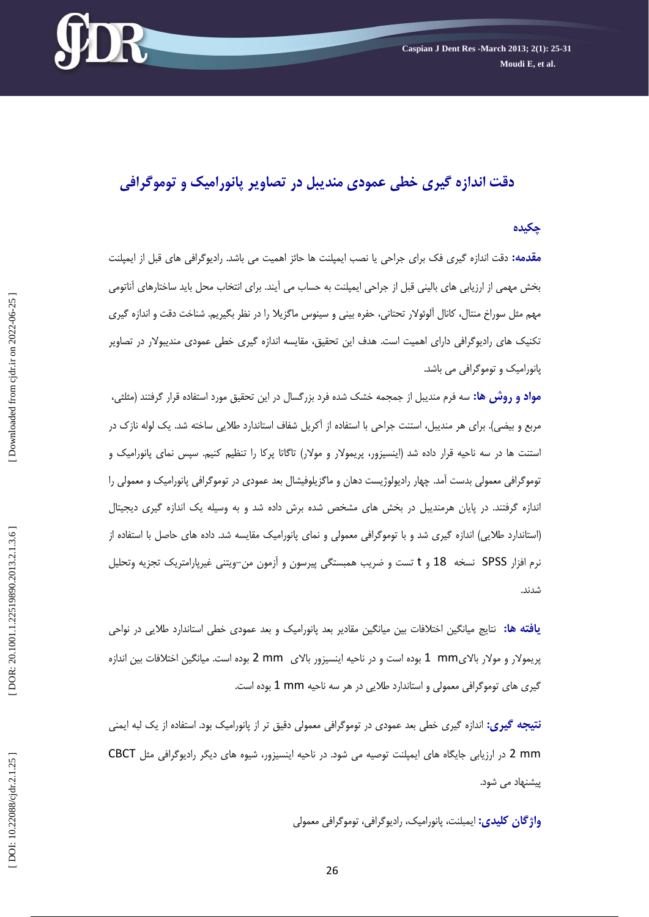# دقت اندازه گیری خطی عمودی مندیبل در تصاویر پانورامیک و توموگرافی

## چکیده

**مقدمه:** دقت اندازه گیری فک برای جراحی یا نصب ایمپلنت ها حائز اهمیت می باشد. رادیوگرافی های قبل از ایمپلنت بخش مهمی از ارزیابی های بالینی قبل از جراحی ایمپلنت به حساب می آیند. برای انتخاب محل باید ساختارهای آناتومی مهم مثل سوراخ منتال، کانال آلوئولار تحتانی، حفره بینی و سینوس ماگزیلا را در نظر بگیریم. شناخت دقت و اندازه گیری تکنیک های رادیوگرافی دارای اهمیت است. هدف این تحقیق، مقایسه اندازه گیری خطی عمودی مندیبولار در تصاویر پانورامیک و توموگرافی می باشد.

**مواد و روش ها:** سه فرم مندیبل از جمجمه خشک شده فرد بزرگسال در این تحقیق مورد استفاده قرار گرفتند (مثلثی، مربع و بیضی). برای هر مندیبل، استنت جراحی با استفاده از آکریل شفاف استاندارد طلایی ساخته شد. یک لوله نازک در استنت ها در سه ناحیه قرار داده شد (اینسیزور، پریمولار و مولار) تاگاتا پرکا را تنظیم کنیم. سپس نمای پانورامیک و توموگرافی معمولی بدست آمد. چهار رادیولوژیست دهان و ماگزیلوفیشال بعد عمودی در توموگرافی پانورامیک و معمولی را اندازه گرفتند. در پایان هرمندیبل در بخش های مشخص شده برش داده شد و به وسیله یک اندازه گیری دیجیتال (استاندارد طلایی) اندازه گیری شد و با توموگرافی معمولی و نمای پانورامیک مقایسه شد. داده های حاصل با استفاده از نرم افزار SPSS نسخه 18 و t تست و ضریب همبستگی پیرسون و آزمون من–ویتنی غیرپارامتریک تجزیه وتحلیل شدند.

**یافته ها:** نتایج میانگین اختلافات بین میانگین مقادیر بعد پانورامیک و بعد عمودی خطی استاندارد طلایی در نواحی پریمولار و مولار بالای mm 1 بوده است و در ناحیه اینسیزور بالای mm 2 بوده است. میانگین اختلافات بین اندازه گیری های توموگرافی معمولی و استاندارد طلایی در هر سه ناحیه mm 1 بوده است.

**نتیجه گیری:** اندازه گیری خطی بعد عمودی در توموگرافی معمولی دقیق تر از پانورامیک بود. استفاده از یک لبه ایمنی 2 mm در ارزیابی جایگاه های ایمپلنت توصیه می شود. در ناحیه اینسیزور، شیوه های دیگر رادیوگرافی مثل CBCT پیشنهاد می شود.

**واژگان کلیدی:** ایمپلنت، پانورامیک، رادیوگرافی، توموگرافی معمولی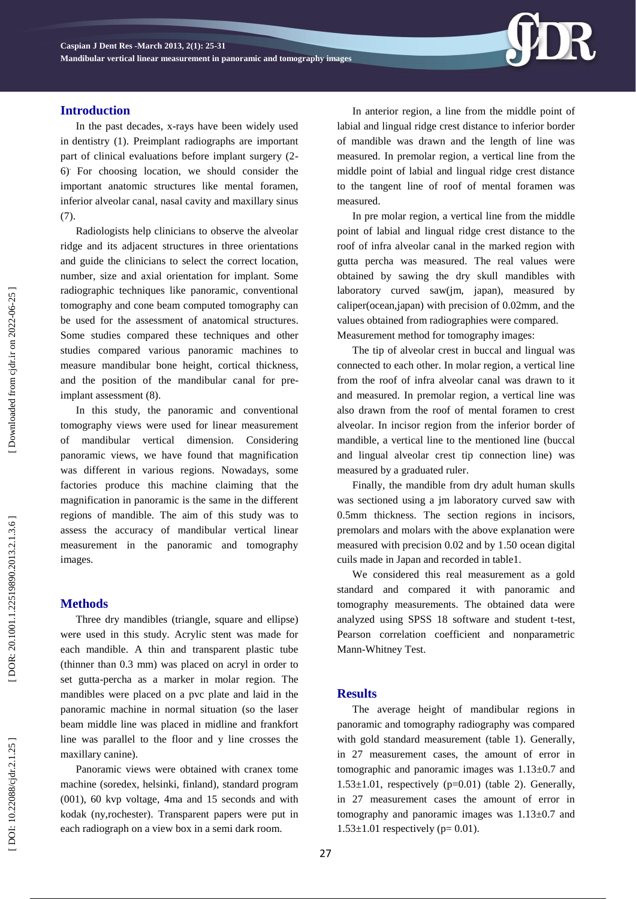## Introduction

In the past decades, x-rays have been widely used in dentistry (1). Preimplant radiographs are important part of clinical evaluations before implant surgery (2-6). For choosing location, we should consider the important anatomic structures like mental foramen, inferior alveolar canal, nasal cavity and maxillary sinus (7).

Radiologists help clinicians to observe the alveolar ridge and its adjacent structures in three orientations and guide the clinicians to select the correct location, number, size and axial orientation for implant. Some radiographic techniques like panoramic, conventional tomography and cone beam computed tomography can be used for the assessment of anatomical structures. Some studies compared these techniques and other studies compared various panoramic machines to measure mandibular bone height, cortical thickness, and the position of the mandibular canal for pre-implant assessment (8).

In this study, the panoramic and conventional tomography views were used for linear measurement of mandibular vertical dimension. Considering panoramic views, we have found that magnification was different in various regions. Nowadays, some factories produce this machine claiming that the magnification in panoramic is the same in the different regions of mandible. The aim of this study was to assess the accuracy of mandibular vertical linear measurement in the panoramic and tomography images.

## Methods

Three dry mandibles (triangle, square and ellipse) were used in this study. Acrylic stent was made for each mandible. A thin and transparent plastic tube (thinner than 0.3 mm) was placed on acryl in order to set gutta-percha as a marker in molar region. The mandibles were placed on a pvc plate and laid in the panoramic machine in normal situation (so the laser beam middle line was placed in midline and frankfort line was parallel to the floor and y line crosses the maxillary canine).

Panoramic views were obtained with cranex tome machine (soredex, helsinki, finland), standard program (001), 60 kvp voltage, 4ma and 15 seconds and with kodak (ny,rochester). Transparent papers were put in each radiograph on a view box in a semi dark room.

In anterior region, a line from the middle point of labial and lingual ridge crest distance to inferior border of mandible was drawn and the length of line was measured. In premolar region, a vertical line from the middle point of labial and lingual ridge crest distance to the tangent line of roof of mental foramen was measured.

In pre molar region, a vertical line from the middle point of labial and lingual ridge crest distance to the roof of infra alveolar canal in the marked region with gutta percha was measured. The real values were obtained by sawing the dry skull mandibles with laboratory curved saw(jm, japan), measured by caliper(ocean,japan) with precision of 0.02mm, and the values obtained from radiographies were compared.

Measurement method for tomography images:

The tip of alveolar crest in buccal and lingual was connected to each other. In molar region, a vertical line from the roof of infra alveolar canal was drawn to it and measured. In premolar region, a vertical line was also drawn from the roof of mental foramen to crest alveolar. In incisor region from the inferior border of mandible, a vertical line to the mentioned line (buccal and lingual alveolar crest tip connection line) was measured by a graduated ruler.

Finally, the mandible from dry adult human skulls was sectioned using a jm laboratory curved saw with 0.5mm thickness. The section regions in incisors, premolars and molars with the above explanation were measured with precision 0.02 and by 1.50 ocean digital cuils made in Japan and recorded in table1.

We considered this real measurement as a gold standard and compared it with panoramic and tomography measurements. The obtained data were analyzed using SPSS 18 software and student t-test, Pearson correlation coefficient and nonparametric Mann-Whitney Test.

## Results

The average height of mandibular regions in panoramic and tomography radiography was compared with gold standard measurement (table 1). Generally, in 27 measurement cases, the amount of error in tomographic and panoramic images was 1.13±0.7 and 1.53±1.01, respectively (p=0.01) (table 2). Generally, in 27 measurement cases the amount of error in tomography and panoramic images was 1.13±0.7 and 1.53±1.01 respectively (p= 0.01).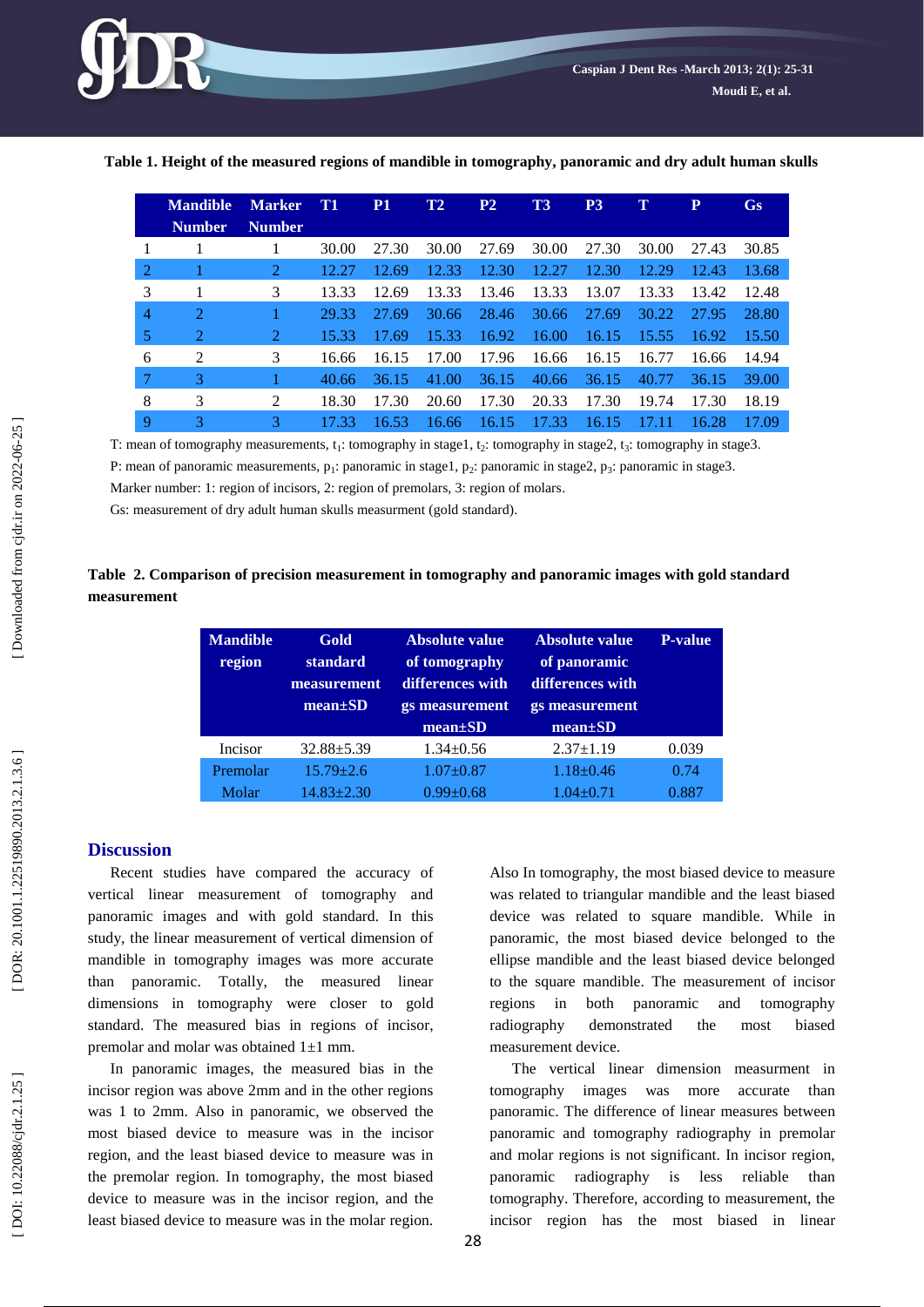**Table 1. Height of the measured regions of mandible in tomography, panoramic and dry adult human skulls**

| | Mandible Number | Marker Number | T1 | P1 | T2 | P2 | T3 | P3 | T | P | Gs |
|---|---|---|---|---|---|---|---|---|---|---|---|
| 1 | 1 | 1 | 30.00 | 27.30 | 30.00 | 27.69 | 30.00 | 27.30 | 30.00 | 27.43 | 30.85 |
| 2 | 1 | 2 | 12.27 | 12.69 | 12.33 | 12.30 | 12.27 | 12.30 | 12.29 | 12.43 | 13.68 |
| 3 | 1 | 3 | 13.33 | 12.69 | 13.33 | 13.46 | 13.33 | 13.07 | 13.33 | 13.42 | 12.48 |
| 4 | 2 | 1 | 29.33 | 27.69 | 30.66 | 28.46 | 30.66 | 27.69 | 30.22 | 27.95 | 28.80 |
| 5 | 2 | 2 | 15.33 | 17.69 | 15.33 | 16.92 | 16.00 | 16.15 | 15.55 | 16.92 | 15.50 |
| 6 | 2 | 3 | 16.66 | 16.15 | 17.00 | 17.96 | 16.66 | 16.15 | 16.77 | 16.66 | 14.94 |
| 7 | 3 | 1 | 40.66 | 36.15 | 41.00 | 36.15 | 40.66 | 36.15 | 40.77 | 36.15 | 39.00 |
| 8 | 3 | 2 | 18.30 | 17.30 | 20.60 | 17.30 | 20.33 | 17.30 | 19.74 | 17.30 | 18.19 |
| 9 | 3 | 3 | 17.33 | 16.53 | 16.66 | 16.15 | 17.33 | 16.15 | 17.11 | 16.28 | 17.09 |

T: mean of tomography measurements, $t_1$: tomography in stage1, $t_2$: tomography in stage2, $t_3$: tomography in stage3.

P: mean of panoramic measurements, $p_1$: panoramic in stage1, $p_2$: panoramic in stage2, $p_3$: panoramic in stage3.

Marker number: 1: region of incisors, 2: region of premolars, 3: region of molars.

Gs: measurement of dry adult human skulls measurment (gold standard).

**Table 2. Comparison of precision measurement in tomography and panoramic images with gold standard measurement**

| Mandible region | Gold standard measurement mean±SD | Absolute value of tomography differences with gs measurement mean±SD | Absolute value of panoramic differences with gs measurement mean±SD | P-value |
|---|---|---|---|---|
| Incisor | 32.88±5.39 | 1.34±0.56 | 2.37±1.19 | 0.039 |
| Premolar | 15.79±2.6 | 1.07±0.87 | 1.18±0.46 | 0.74 |
| Molar | 14.83±2.30 | 0.99±0.68 | 1.04±0.71 | 0.887 |

## Discussion

Recent studies have compared the accuracy of vertical linear measurement of tomography and panoramic images and with gold standard. In this study, the linear measurement of vertical dimension of mandible in tomography images was more accurate than panoramic. Totally, the measured linear dimensions in tomography were closer to gold standard. The measured bias in regions of incisor, premolar and molar was obtained 1±1 mm.

In panoramic images, the measured bias in the incisor region was above 2mm and in the other regions was 1 to 2mm. Also in panoramic, we observed the most biased device to measure was in the incisor region, and the least biased device to measure was in the premolar region. In tomography, the most biased device to measure was in the incisor region, and the least biased device to measure was in the molar region. Also In tomography, the most biased device to measure was related to triangular mandible and the least biased device was related to square mandible. While in panoramic, the most biased device belonged to the ellipse mandible and the least biased device belonged to the square mandible. The measurement of incisor regions in both panoramic and tomography radiography demonstrated the most biased measurement device.

The vertical linear dimension measurment in tomography images was more accurate than panoramic. The difference of linear measures between panoramic and tomography radiography in premolar and molar regions is not significant. In incisor region, panoramic radiography is less reliable than tomography. Therefore, according to measurement, the incisor region has the most biased in linear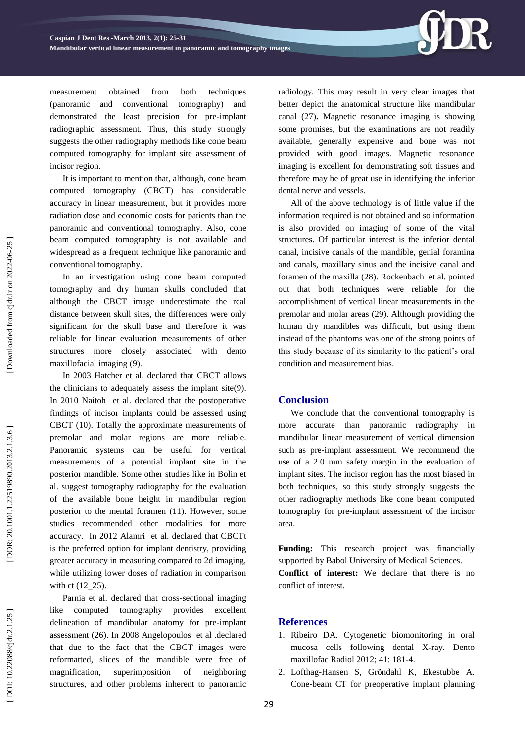measurement obtained from both techniques (panoramic and conventional tomography) and demonstrated the least precision for pre-implant radiographic assessment. Thus, this study strongly suggests the other radiography methods like cone beam computed tomography for implant site assessment of incisor region.

It is important to mention that, although, cone beam computed tomography (CBCT) has considerable accuracy in linear measurement, but it provides more radiation dose and economic costs for patients than the panoramic and conventional tomography. Also, cone beam computed tomography is not available and widespread as a frequent technique like panoramic and conventional tomography.

In an investigation using cone beam computed tomography and dry human skulls concluded that although the CBCT image underestimate the real distance between skull sites, the differences were only significant for the skull base and therefore it was reliable for linear evaluation measurements of other structures more closely associated with dento maxillofacial imaging (9).

In 2003 Hatcher et al. declared that CBCT allows the clinicians to adequately assess the implant site(9). In 2010 Naitoh et al. declared that the postoperative findings of incisor implants could be assessed using CBCT (10). Totally the approximate measurements of premolar and molar regions are more reliable. Panoramic systems can be useful for vertical measurements of a potential implant site in the posterior mandible. Some other studies like in Bolin et al. suggest tomography radiography for the evaluation of the available bone height in mandibular region posterior to the mental foramen (11). However, some studies recommended other modalities for more accuracy. In 2012 Alamri et al. declared that CBCTt is the preferred option for implant dentistry, providing greater accuracy in measuring compared to 2d imaging, while utilizing lower doses of radiation in comparison with ct (12_25).

Parnia et al. declared that cross-sectional imaging like computed tomography provides excellent delineation of mandibular anatomy for pre-implant assessment (26). In 2008 Angelopoulos et al .declared that due to the fact that the CBCT images were reformatted, slices of the mandible were free of magnification, superimposition of neighboring structures, and other problems inherent to panoramic radiology. This may result in very clear images that better depict the anatomical structure like mandibular canal (27). Magnetic resonance imaging is showing some promises, but the examinations are not readily available, generally expensive and bone was not provided with good images. Magnetic resonance imaging is excellent for demonstrating soft tissues and therefore may be of great use in identifying the inferior dental nerve and vessels.

All of the above technology is of little value if the information required is not obtained and so information is also provided on imaging of some of the vital structures. Of particular interest is the inferior dental canal, incisive canals of the mandible, genial foramina and canals, maxillary sinus and the incisive canal and foramen of the maxilla (28). Rockenbach et al. pointed out that both techniques were reliable for the accomplishment of vertical linear measurements in the premolar and molar areas (29). Although providing the human dry mandibles was difficult, but using them instead of the phantoms was one of the strong points of this study because of its similarity to the patient's oral condition and measurement bias.

## Conclusion

We conclude that the conventional tomography is more accurate than panoramic radiography in mandibular linear measurement of vertical dimension such as pre-implant assessment. We recommend the use of a 2.0 mm safety margin in the evaluation of implant sites. The incisor region has the most biased in both techniques, so this study strongly suggests the other radiography methods like cone beam computed tomography for pre-implant assessment of the incisor area.

**Funding:** This research project was financially supported by Babol University of Medical Sciences.

**Conflict of interest:** We declare that there is no conflict of interest.

## References

1. Ribeiro DA. Cytogenetic biomonitoring in oral mucosa cells following dental X-ray. Dento maxillofac Radiol 2012; 41: 181-4.
2. Lofthag-Hansen S, Gröndahl K, Ekestubbe A. Cone-beam CT for preoperative implant planning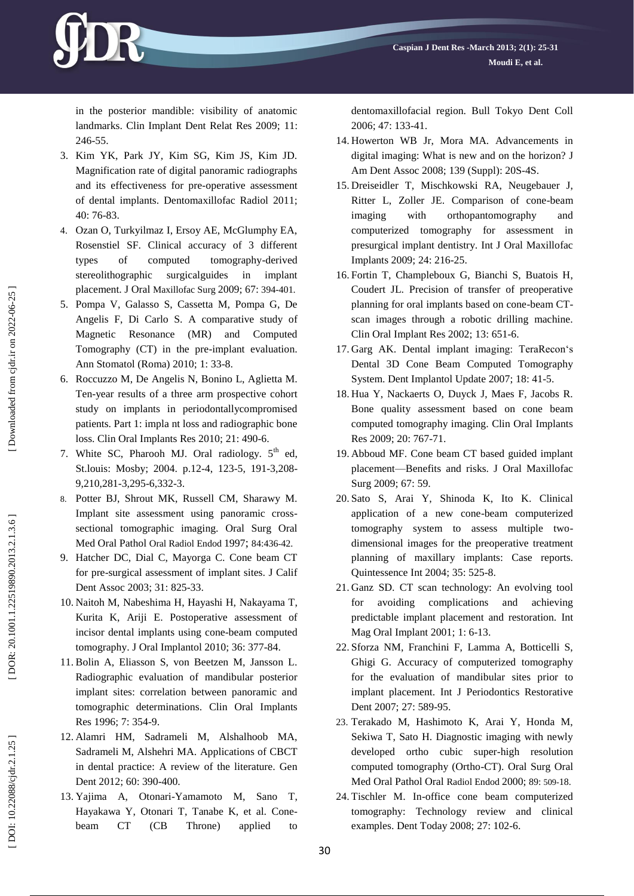in the posterior mandible: visibility of anatomic landmarks. Clin Implant Dent Relat Res 2009; 11: 246-55.

3. Kim YK, Park JY, Kim SG, Kim JS, Kim JD. Magnification rate of digital panoramic radiographs and its effectiveness for pre-operative assessment of dental implants. Dentomaxillofac Radiol 2011; 40: 76-83.
4. Ozan O, Turkyilmaz I, Ersoy AE, McGlumphy EA, Rosenstiel SF. Clinical accuracy of 3 different types of computed tomography-derived stereolithographic surgicalguides in implant placement. J Oral Maxillofac Surg 2009; 67: 394-401.
5. Pompa V, Galasso S, Cassetta M, Pompa G, De Angelis F, Di Carlo S. A comparative study of Magnetic Resonance (MR) and Computed Tomography (CT) in the pre-implant evaluation. Ann Stomatol (Roma) 2010; 1: 33-8.
6. Roccuzzo M, De Angelis N, Bonino L, Aglietta M. Ten-year results of a three arm prospective cohort study on implants in periodontallycompromised patients. Part 1: impla nt loss and radiographic bone loss. Clin Oral Implants Res 2010; 21: 490-6.
7. White SC, Pharooh MJ. Oral radiology. 5th ed, St.louis: Mosby; 2004. p.12-4, 123-5, 191-3,208-9,210,281-3,295-6,332-3.
8. Potter BJ, Shrout MK, Russell CM, Sharawy M. Implant site assessment using panoramic cross-sectional tomographic imaging. Oral Surg Oral Med Oral Pathol Oral Radiol Endod 1997; 84:436-42.
9. Hatcher DC, Dial C, Mayorga C. Cone beam CT for pre-surgical assessment of implant sites. J Calif Dent Assoc 2003; 31: 825-33.
10. Naitoh M, Nabeshima H, Hayashi H, Nakayama T, Kurita K, Ariji E. Postoperative assessment of incisor dental implants using cone-beam computed tomography. J Oral Implantol 2010; 36: 377-84.
11. Bolin A, Eliasson S, von Beetzen M, Jansson L. Radiographic evaluation of mandibular posterior implant sites: correlation between panoramic and tomographic determinations. Clin Oral Implants Res 1996; 7: 354-9.
12. Alamri HM, Sadrameli M, Alshalhoob MA, Sadrameli M, Alshehri MA. Applications of CBCT in dental practice: A review of the literature. Gen Dent 2012; 60: 390-400.
13. Yajima A, Otonari-Yamamoto M, Sano T, Hayakawa Y, Otonari T, Tanabe K, et al. Cone-beam CT (CB Throne) applied to dentomaxillofacial region. Bull Tokyo Dent Coll 2006; 47: 133-41.
14. Howerton WB Jr, Mora MA. Advancements in digital imaging: What is new and on the horizon? J Am Dent Assoc 2008; 139 (Suppl): 20S-4S.
15. Dreiseidler T, Mischkowski RA, Neugebauer J, Ritter L, Zoller JE. Comparison of cone-beam imaging with orthopantomography and computerized tomography for assessment in presurgical implant dentistry. Int J Oral Maxillofac Implants 2009; 24: 216-25.
16. Fortin T, Champleboux G, Bianchi S, Buatois H, Coudert JL. Precision of transfer of preoperative planning for oral implants based on cone-beam CT-scan images through a robotic drilling machine. Clin Oral Implant Res 2002; 13: 651-6.
17. Garg AK. Dental implant imaging: TeraRecon's Dental 3D Cone Beam Computed Tomography System. Dent Implantol Update 2007; 18: 41-5.
18. Hua Y, Nackaerts O, Duyck J, Maes F, Jacobs R. Bone quality assessment based on cone beam computed tomography imaging. Clin Oral Implants Res 2009; 20: 767-71.
19. Abboud MF. Cone beam CT based guided implant placement—Benefits and risks. J Oral Maxillofac Surg 2009; 67: 59.
20. Sato S, Arai Y, Shinoda K, Ito K. Clinical application of a new cone-beam computerized tomography system to assess multiple two-dimensional images for the preoperative treatment planning of maxillary implants: Case reports. Quintessence Int 2004; 35: 525-8.
21. Ganz SD. CT scan technology: An evolving tool for avoiding complications and achieving predictable implant placement and restoration. Int Mag Oral Implant 2001; 1: 6-13.
22. Sforza NM, Franchini F, Lamma A, Botticelli S, Ghigi G. Accuracy of computerized tomography for the evaluation of mandibular sites prior to implant placement. Int J Periodontics Restorative Dent 2007; 27: 589-95.
23. Terakado M, Hashimoto K, Arai Y, Honda M, Sekiwa T, Sato H. Diagnostic imaging with newly developed ortho cubic super-high resolution computed tomography (Ortho-CT). Oral Surg Oral Med Oral Pathol Oral Radiol Endod 2000; 89: 509-18.
24. Tischler M. In-office cone beam computerized tomography: Technology review and clinical examples. Dent Today 2008; 27: 102-6.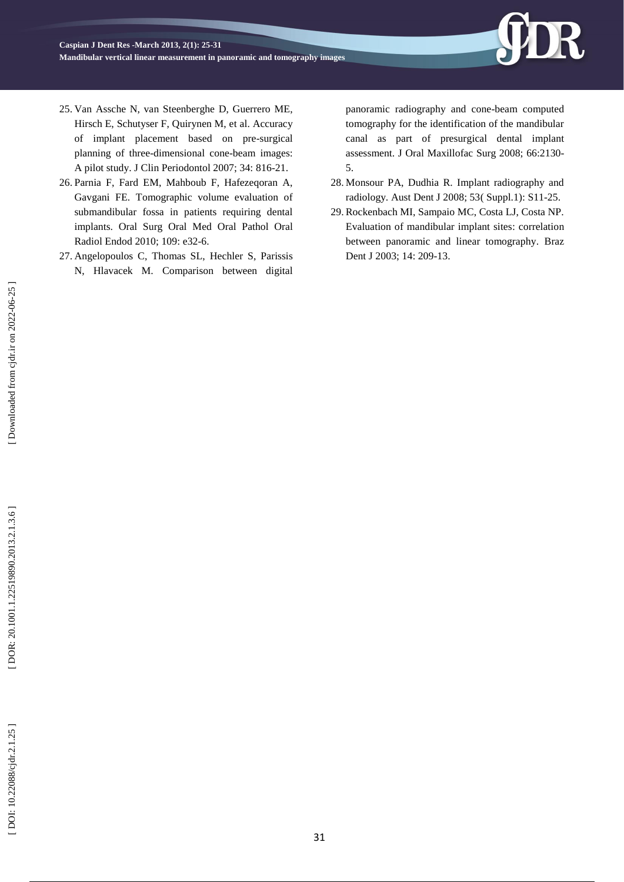25. Van Assche N, van Steenberghe D, Guerrero ME, Hirsch E, Schutyser F, Quirynen M, et al. Accuracy of implant placement based on pre-surgical planning of three-dimensional cone-beam images: A pilot study. J Clin Periodontol 2007; 34: 816-21.
26. Parnia F, Fard EM, Mahboub F, Hafezeqoran A, Gavgani FE. Tomographic volume evaluation of submandibular fossa in patients requiring dental implants. Oral Surg Oral Med Oral Pathol Oral Radiol Endod 2010; 109: e32-6.
27. Angelopoulos C, Thomas SL, Hechler S, Parissis N, Hlavacek M. Comparison between digital panoramic radiography and cone-beam computed tomography for the identification of the mandibular canal as part of presurgical dental implant assessment. J Oral Maxillofac Surg 2008; 66:2130-5.
28. Monsour PA, Dudhia R. Implant radiography and radiology. Aust Dent J 2008; 53( Suppl.1): S11-25.
29. Rockenbach MI, Sampaio MC, Costa LJ, Costa NP. Evaluation of mandibular implant sites: correlation between panoramic and linear tomography. Braz Dent J 2003; 14: 209-13.